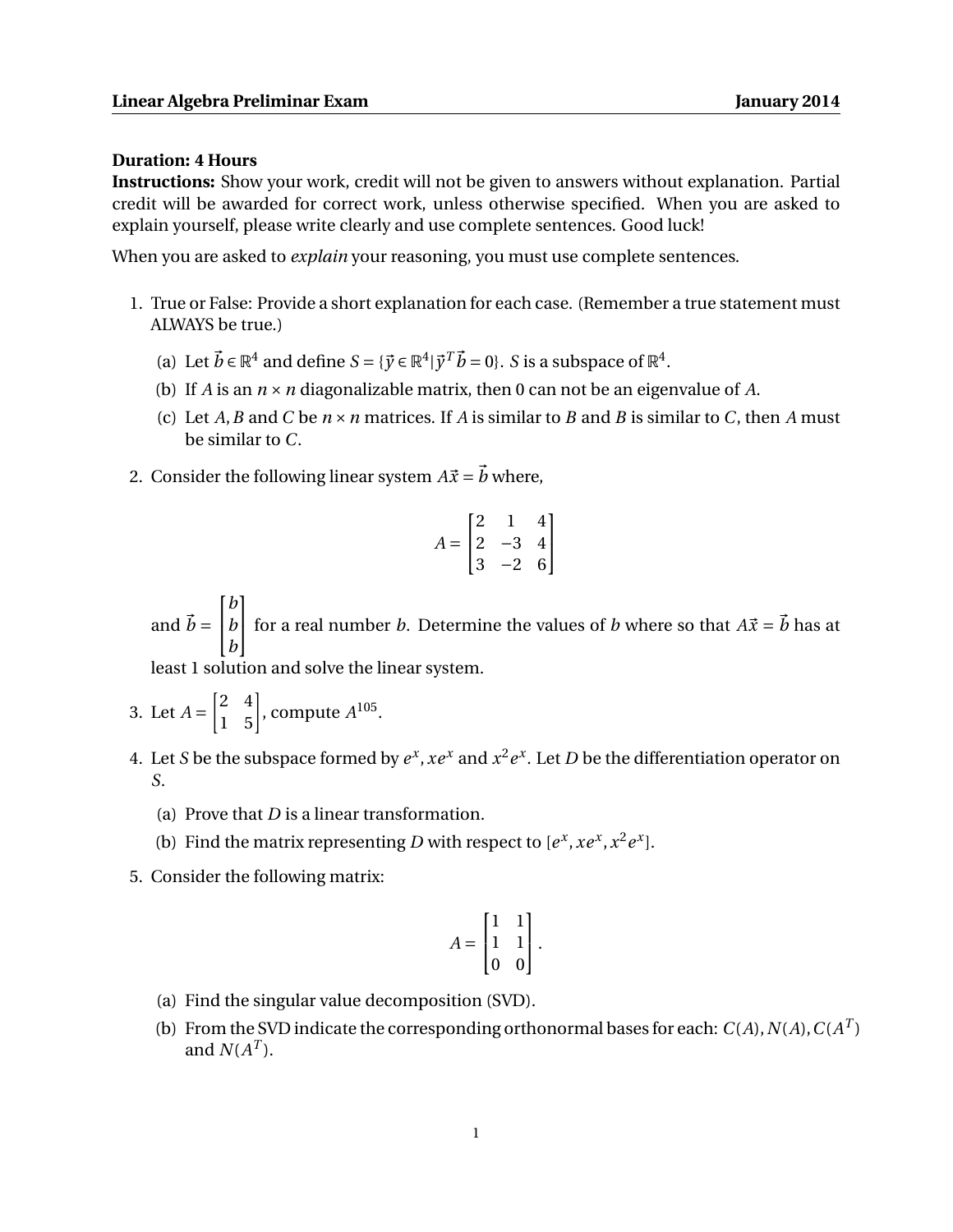**Linear Algebra Preliminar Exam** **January 2014**

**Duration: 4 Hours**
**Instructions:** Show your work, credit will not be given to answers without explanation. Partial credit will be awarded for correct work, unless otherwise specified. When you are asked to explain yourself, please write clearly and use complete sentences. Good luck!

When you are asked to *explain* your reasoning, you must use complete sentences.

1. True or False: Provide a short explanation for each case. (Remember a true statement must ALWAYS be true.)

   (a) Let $\vec{b} \in \mathbb{R}^4$ and define $S = \{\vec{y} \in \mathbb{R}^4 | \vec{y}^T \vec{b} = 0\}$. $S$ is a subspace of $\mathbb{R}^4$.

   (b) If $A$ is an $n \times n$ diagonalizable matrix, then 0 can not be an eigenvalue of $A$.

   (c) Let $A, B$ and $C$ be $n \times n$ matrices. If $A$ is similar to $B$ and $B$ is similar to $C$, then $A$ must be similar to $C$.

2. Consider the following linear system $A\vec{x} = \vec{b}$ where,

$$A = \begin{bmatrix} 2 & 1 & 4 \\ 2 & -3 & 4 \\ 3 & -2 & 6 \end{bmatrix}$$

   and $\vec{b} = \begin{bmatrix} b \\ b \\ b \end{bmatrix}$ for a real number $b$. Determine the values of $b$ where so that $A\vec{x} = \vec{b}$ has at least 1 solution and solve the linear system.

3. Let $A = \begin{bmatrix} 2 & 4 \\ 1 & 5 \end{bmatrix}$, compute $A^{105}$.

4. Let $S$ be the subspace formed by $e^x, xe^x$ and $x^2 e^x$. Let $D$ be the differentiation operator on $S$.

   (a) Prove that $D$ is a linear transformation.

   (b) Find the matrix representing $D$ with respect to $[e^x, xe^x, x^2 e^x]$.

5. Consider the following matrix:

$$A = \begin{bmatrix} 1 & 1 \\ 1 & 1 \\ 0 & 0 \end{bmatrix}.$$

   (a) Find the singular value decomposition (SVD).

   (b) From the SVD indicate the corresponding orthonormal bases for each: $C(A), N(A), C(A^T)$ and $N(A^T)$.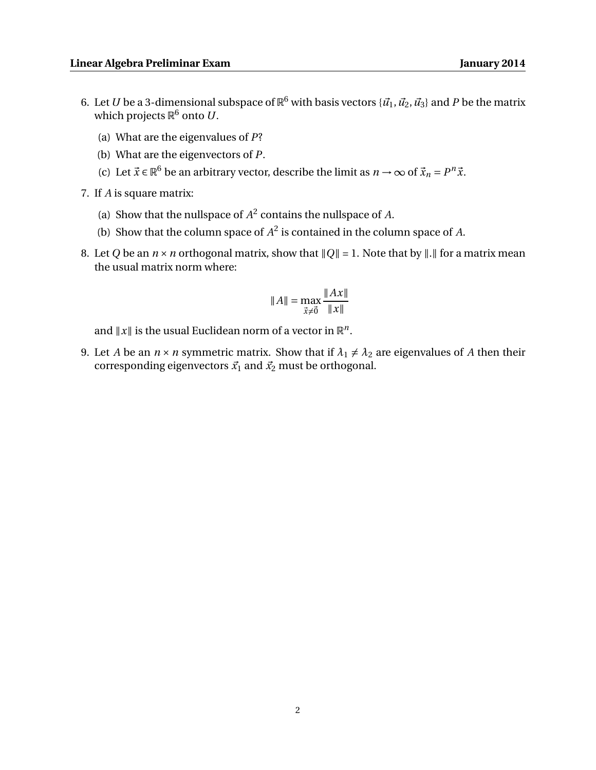6. Let $U$ be a 3-dimensional subspace of $\mathbb{R}^6$ with basis vectors $\{\vec{u}_1, \vec{u}_2, \vec{u}_3\}$ and $P$ be the matrix which projects $\mathbb{R}^6$ onto $U$.

   (a) What are the eigenvalues of $P$?

   (b) What are the eigenvectors of $P$.

   (c) Let $\vec{x} \in \mathbb{R}^6$ be an arbitrary vector, describe the limit as $n \to \infty$ of $\vec{x}_n = P^n \vec{x}$.

7. If $A$ is square matrix:

   (a) Show that the nullspace of $A^2$ contains the nullspace of $A$.

   (b) Show that the column space of $A^2$ is contained in the column space of $A$.

8. Let $Q$ be an $n \times n$ orthogonal matrix, show that $\|Q\| = 1$. Note that by $\|.\|$ for a matrix mean the usual matrix norm where:

$$\|A\| = \max_{\vec{x} \neq \vec{0}} \frac{\|Ax\|}{\|x\|}$$

   and $\|x\|$ is the usual Euclidean norm of a vector in $\mathbb{R}^n$.

9. Let $A$ be an $n \times n$ symmetric matrix. Show that if $\lambda_1 \neq \lambda_2$ are eigenvalues of $A$ then their corresponding eigenvectors $\vec{x}_1$ and $\vec{x}_2$ must be orthogonal.